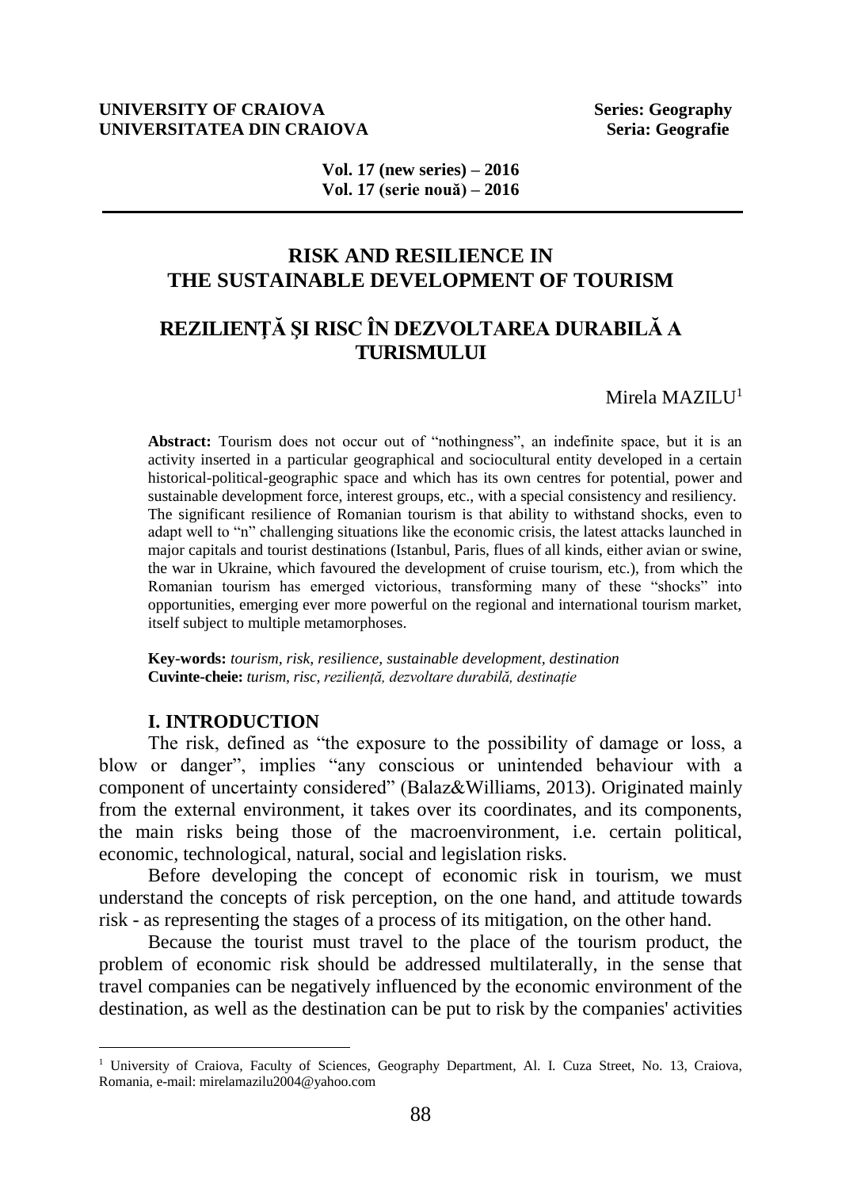UNIVERSITY OF CRAIOVA  
UNIVERSITATEA DIN CRAIOVA

Series: Geography  
Seria: Geografie

Vol. 17 (new series) – 2016  
Vol. 17 (serie nouă) – 2016

# RISK AND RESILIENCE IN THE SUSTAINABLE DEVELOPMENT OF TOURISM

# REZILIENŢĂ ŞI RISC ÎN DEZVOLTAREA DURABILĂ A TURISMULUI

Mirela MAZILU[1]

**Abstract:** Tourism does not occur out of "nothingness", an indefinite space, but it is an activity inserted in a particular geographical and sociocultural entity developed in a certain historical-political-geographic space and which has its own centres for potential, power and sustainable development force, interest groups, etc., with a special consistency and resiliency. The significant resilience of Romanian tourism is that ability to withstand shocks, even to adapt well to "n" challenging situations like the economic crisis, the latest attacks launched in major capitals and tourist destinations (Istanbul, Paris, flues of all kinds, either avian or swine, the war in Ukraine, which favoured the development of cruise tourism, etc.), from which the Romanian tourism has emerged victorious, transforming many of these "shocks" into opportunities, emerging ever more powerful on the regional and international tourism market, itself subject to multiple metamorphoses.

**Key-words:** *tourism, risk, resilience, sustainable development, destination*  
**Cuvinte-cheie:** *turism, risc, rezilienţă, dezvoltare durabilă, destinaţie*

## I. INTRODUCTION

The risk, defined as "the exposure to the possibility of damage or loss, a blow or danger", implies "any conscious or unintended behaviour with a component of uncertainty considered" (Balaz&Williams, 2013). Originated mainly from the external environment, it takes over its coordinates, and its components, the main risks being those of the macroenvironment, i.e. certain political, economic, technological, natural, social and legislation risks.

Before developing the concept of economic risk in tourism, we must understand the concepts of risk perception, on the one hand, and attitude towards risk - as representing the stages of a process of its mitigation, on the other hand.

Because the tourist must travel to the place of the tourism product, the problem of economic risk should be addressed multilaterally, in the sense that travel companies can be negatively influenced by the economic environment of the destination, as well as the destination can be put to risk by the companies' activities

[1] University of Craiova, Faculty of Sciences, Geography Department, Al. I. Cuza Street, No. 13, Craiova, Romania, e-mail: mirelamazilu2004@yahoo.com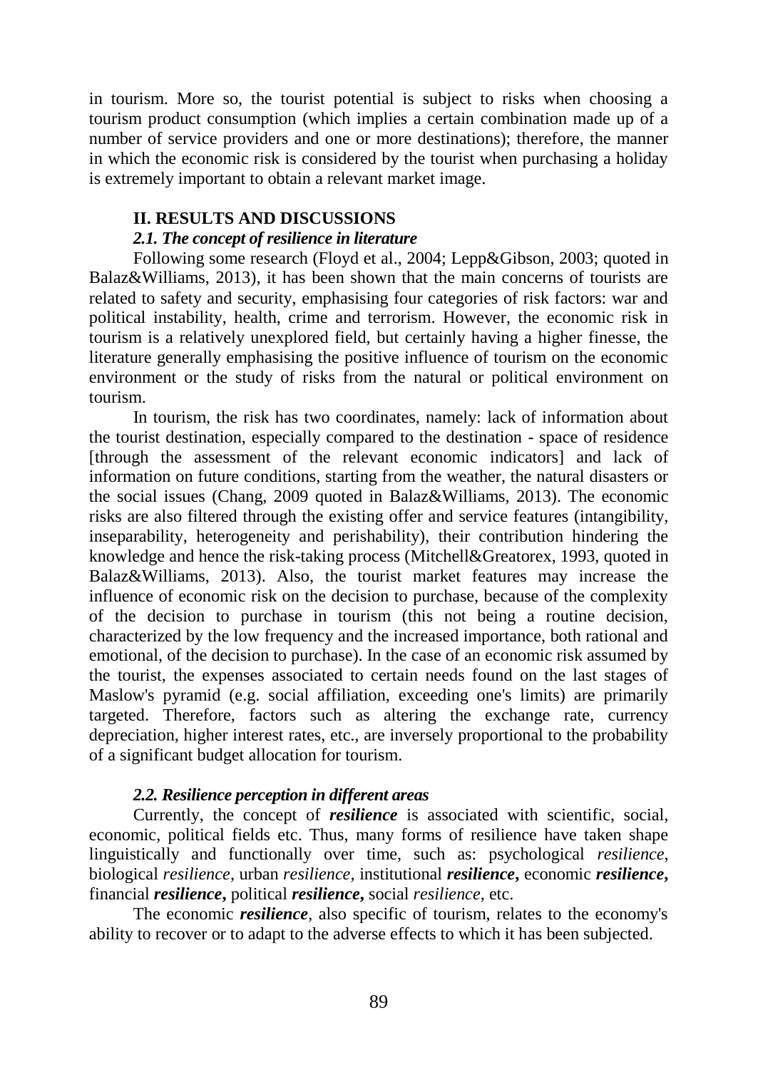in tourism. More so, the tourist potential is subject to risks when choosing a tourism product consumption (which implies a certain combination made up of a number of service providers and one or more destinations); therefore, the manner in which the economic risk is considered by the tourist when purchasing a holiday is extremely important to obtain a relevant market image.

## II. RESULTS AND DISCUSSIONS

### *2.1. The concept of resilience in literature*

Following some research (Floyd et al., 2004; Lepp&Gibson, 2003; quoted in Balaz&Williams, 2013), it has been shown that the main concerns of tourists are related to safety and security, emphasising four categories of risk factors: war and political instability, health, crime and terrorism. However, the economic risk in tourism is a relatively unexplored field, but certainly having a higher finesse, the literature generally emphasising the positive influence of tourism on the economic environment or the study of risks from the natural or political environment on tourism.

In tourism, the risk has two coordinates, namely: lack of information about the tourist destination, especially compared to the destination - space of residence [through the assessment of the relevant economic indicators] and lack of information on future conditions, starting from the weather, the natural disasters or the social issues (Chang, 2009 quoted in Balaz&Williams, 2013). The economic risks are also filtered through the existing offer and service features (intangibility, inseparability, heterogeneity and perishability), their contribution hindering the knowledge and hence the risk-taking process (Mitchell&Greatorex, 1993, quoted in Balaz&Williams, 2013). Also, the tourist market features may increase the influence of economic risk on the decision to purchase, because of the complexity of the decision to purchase in tourism (this not being a routine decision, characterized by the low frequency and the increased importance, both rational and emotional, of the decision to purchase). In the case of an economic risk assumed by the tourist, the expenses associated to certain needs found on the last stages of Maslow's pyramid (e.g. social affiliation, exceeding one's limits) are primarily targeted. Therefore, factors such as altering the exchange rate, currency depreciation, higher interest rates, etc., are inversely proportional to the probability of a significant budget allocation for tourism.

### *2.2. Resilience perception in different areas*

Currently, the concept of ***resilience*** is associated with scientific, social, economic, political fields etc. Thus, many forms of resilience have taken shape linguistically and functionally over time, such as: psychological *resilience*, biological *resilience*, urban *resilience*, institutional ***resilience*****,** economic ***resilience*****,** financial ***resilience*****,** political ***resilience*****,** social *resilience*, etc.

The economic ***resilience***, also specific of tourism, relates to the economy's ability to recover or to adapt to the adverse effects to which it has been subjected.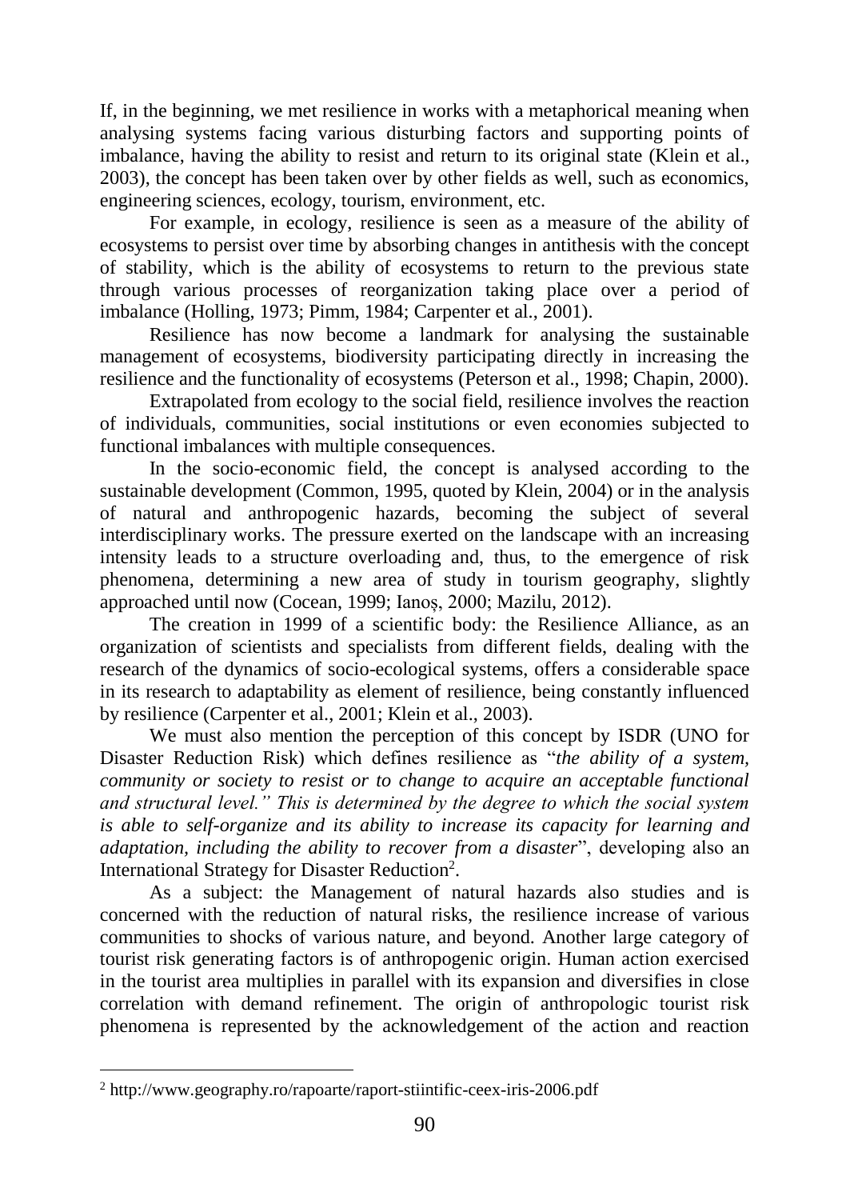If, in the beginning, we met resilience in works with a metaphorical meaning when analysing systems facing various disturbing factors and supporting points of imbalance, having the ability to resist and return to its original state (Klein et al., 2003), the concept has been taken over by other fields as well, such as economics, engineering sciences, ecology, tourism, environment, etc.

For example, in ecology, resilience is seen as a measure of the ability of ecosystems to persist over time by absorbing changes in antithesis with the concept of stability, which is the ability of ecosystems to return to the previous state through various processes of reorganization taking place over a period of imbalance (Holling, 1973; Pimm, 1984; Carpenter et al., 2001).

Resilience has now become a landmark for analysing the sustainable management of ecosystems, biodiversity participating directly in increasing the resilience and the functionality of ecosystems (Peterson et al., 1998; Chapin, 2000).

Extrapolated from ecology to the social field, resilience involves the reaction of individuals, communities, social institutions or even economies subjected to functional imbalances with multiple consequences.

In the socio-economic field, the concept is analysed according to the sustainable development (Common, 1995, quoted by Klein, 2004) or in the analysis of natural and anthropogenic hazards, becoming the subject of several interdisciplinary works. The pressure exerted on the landscape with an increasing intensity leads to a structure overloading and, thus, to the emergence of risk phenomena, determining a new area of study in tourism geography, slightly approached until now (Cocean, 1999; Ianoș, 2000; Mazilu, 2012).

The creation in 1999 of a scientific body: the Resilience Alliance, as an organization of scientists and specialists from different fields, dealing with the research of the dynamics of socio-ecological systems, offers a considerable space in its research to adaptability as element of resilience, being constantly influenced by resilience (Carpenter et al., 2001; Klein et al., 2003).

We must also mention the perception of this concept by ISDR (UNO for Disaster Reduction Risk) which defines resilience as "*the ability of a system, community or society to resist or to change to acquire an acceptable functional and structural level." This is determined by the degree to which the social system is able to self-organize and its ability to increase its capacity for learning and adaptation, including the ability to recover from a disaster*", developing also an International Strategy for Disaster Reduction[2].

As a subject: the Management of natural hazards also studies and is concerned with the reduction of natural risks, the resilience increase of various communities to shocks of various nature, and beyond. Another large category of tourist risk generating factors is of anthropogenic origin. Human action exercised in the tourist area multiplies in parallel with its expansion and diversifies in close correlation with demand refinement. The origin of anthropologic tourist risk phenomena is represented by the acknowledgement of the action and reaction

[2] http://www.geography.ro/rapoarte/raport-stiintific-ceex-iris-2006.pdf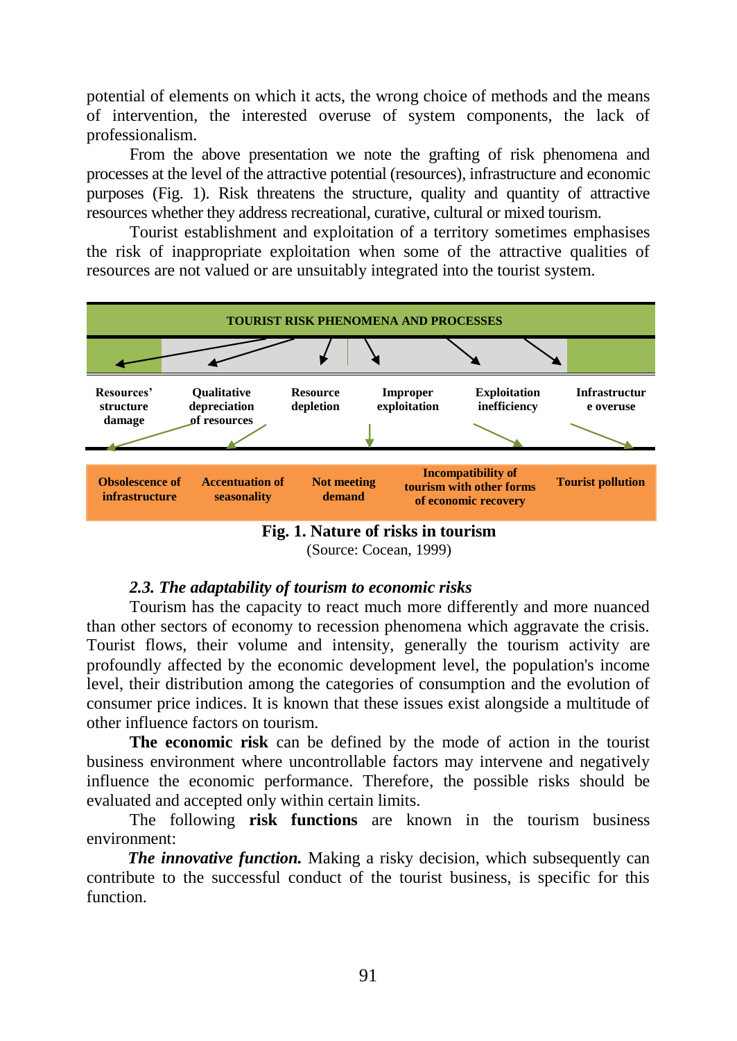potential of elements on which it acts, the wrong choice of methods and the means of intervention, the interested overuse of system components, the lack of professionalism.

From the above presentation we note the grafting of risk phenomena and processes at the level of the attractive potential (resources), infrastructure and economic purposes (Fig. 1). Risk threatens the structure, quality and quantity of attractive resources whether they address recreational, curative, cultural or mixed tourism.

Tourist establishment and exploitation of a territory sometimes emphasises the risk of inappropriate exploitation when some of the attractive qualities of resources are not valued or are unsuitably integrated into the tourist system.

TOURIST RISK PHENOMENA AND PROCESSES

| Resources' structure damage | Qualitative depreciation of resources | Resource depletion | Improper exploitation | Exploitation inefficiency | Infrastructure overuse |
|---|---|---|---|---|---|

| Obsolescence of infrastructure | Accentuation of seasonality | Not meeting demand | Incompatibility of tourism with other forms of economic recovery | Tourist pollution |
|---|---|---|---|---|

**Fig. 1. Nature of risks in tourism**

(Source: Cocean, 1999)

### *2.3. The adaptability of tourism to economic risks*

Tourism has the capacity to react much more differently and more nuanced than other sectors of economy to recession phenomena which aggravate the crisis. Tourist flows, their volume and intensity, generally the tourism activity are profoundly affected by the economic development level, the population's income level, their distribution among the categories of consumption and the evolution of consumer price indices. It is known that these issues exist alongside a multitude of other influence factors on tourism.

**The economic risk** can be defined by the mode of action in the tourist business environment where uncontrollable factors may intervene and negatively influence the economic performance. Therefore, the possible risks should be evaluated and accepted only within certain limits.

The following **risk functions** are known in the tourism business environment:

***The innovative function.*** Making a risky decision, which subsequently can contribute to the successful conduct of the tourist business, is specific for this function.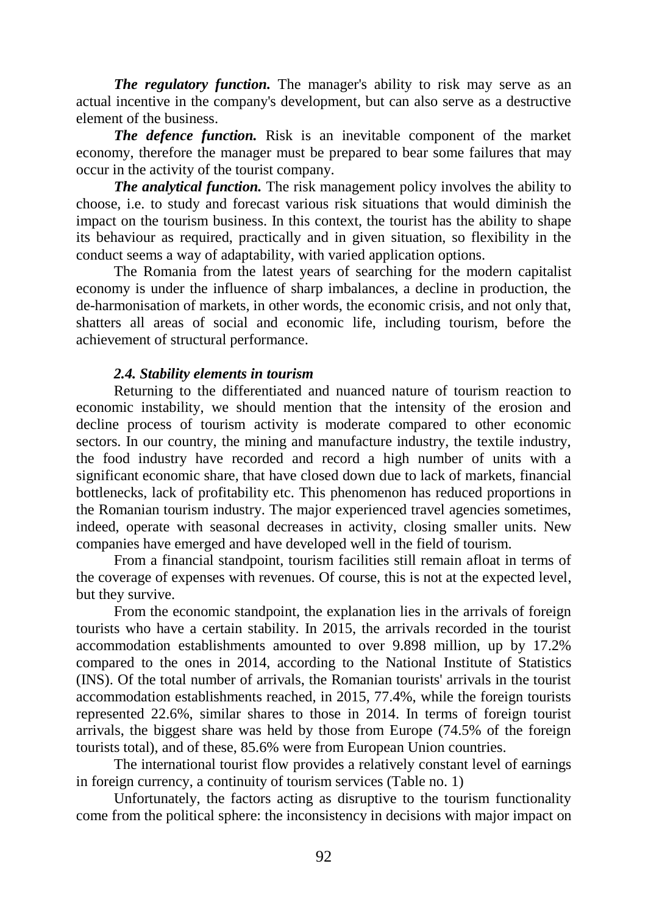***The regulatory function.*** The manager's ability to risk may serve as an actual incentive in the company's development, but can also serve as a destructive element of the business.

***The defence function.*** Risk is an inevitable component of the market economy, therefore the manager must be prepared to bear some failures that may occur in the activity of the tourist company.

***The analytical function.*** The risk management policy involves the ability to choose, i.e. to study and forecast various risk situations that would diminish the impact on the tourism business. In this context, the tourist has the ability to shape its behaviour as required, practically and in given situation, so flexibility in the conduct seems a way of adaptability, with varied application options.

The Romania from the latest years of searching for the modern capitalist economy is under the influence of sharp imbalances, a decline in production, the de-harmonisation of markets, in other words, the economic crisis, and not only that, shatters all areas of social and economic life, including tourism, before the achievement of structural performance.

### *2.4. Stability elements in tourism*

Returning to the differentiated and nuanced nature of tourism reaction to economic instability, we should mention that the intensity of the erosion and decline process of tourism activity is moderate compared to other economic sectors. In our country, the mining and manufacture industry, the textile industry, the food industry have recorded and record a high number of units with a significant economic share, that have closed down due to lack of markets, financial bottlenecks, lack of profitability etc. This phenomenon has reduced proportions in the Romanian tourism industry. The major experienced travel agencies sometimes, indeed, operate with seasonal decreases in activity, closing smaller units. New companies have emerged and have developed well in the field of tourism.

From a financial standpoint, tourism facilities still remain afloat in terms of the coverage of expenses with revenues. Of course, this is not at the expected level, but they survive.

From the economic standpoint, the explanation lies in the arrivals of foreign tourists who have a certain stability. In 2015, the arrivals recorded in the tourist accommodation establishments amounted to over 9.898 million, up by 17.2% compared to the ones in 2014, according to the National Institute of Statistics (INS). Of the total number of arrivals, the Romanian tourists' arrivals in the tourist accommodation establishments reached, in 2015, 77.4%, while the foreign tourists represented 22.6%, similar shares to those in 2014. In terms of foreign tourist arrivals, the biggest share was held by those from Europe (74.5% of the foreign tourists total), and of these, 85.6% were from European Union countries.

The international tourist flow provides a relatively constant level of earnings in foreign currency, a continuity of tourism services (Table no. 1)

Unfortunately, the factors acting as disruptive to the tourism functionality come from the political sphere: the inconsistency in decisions with major impact on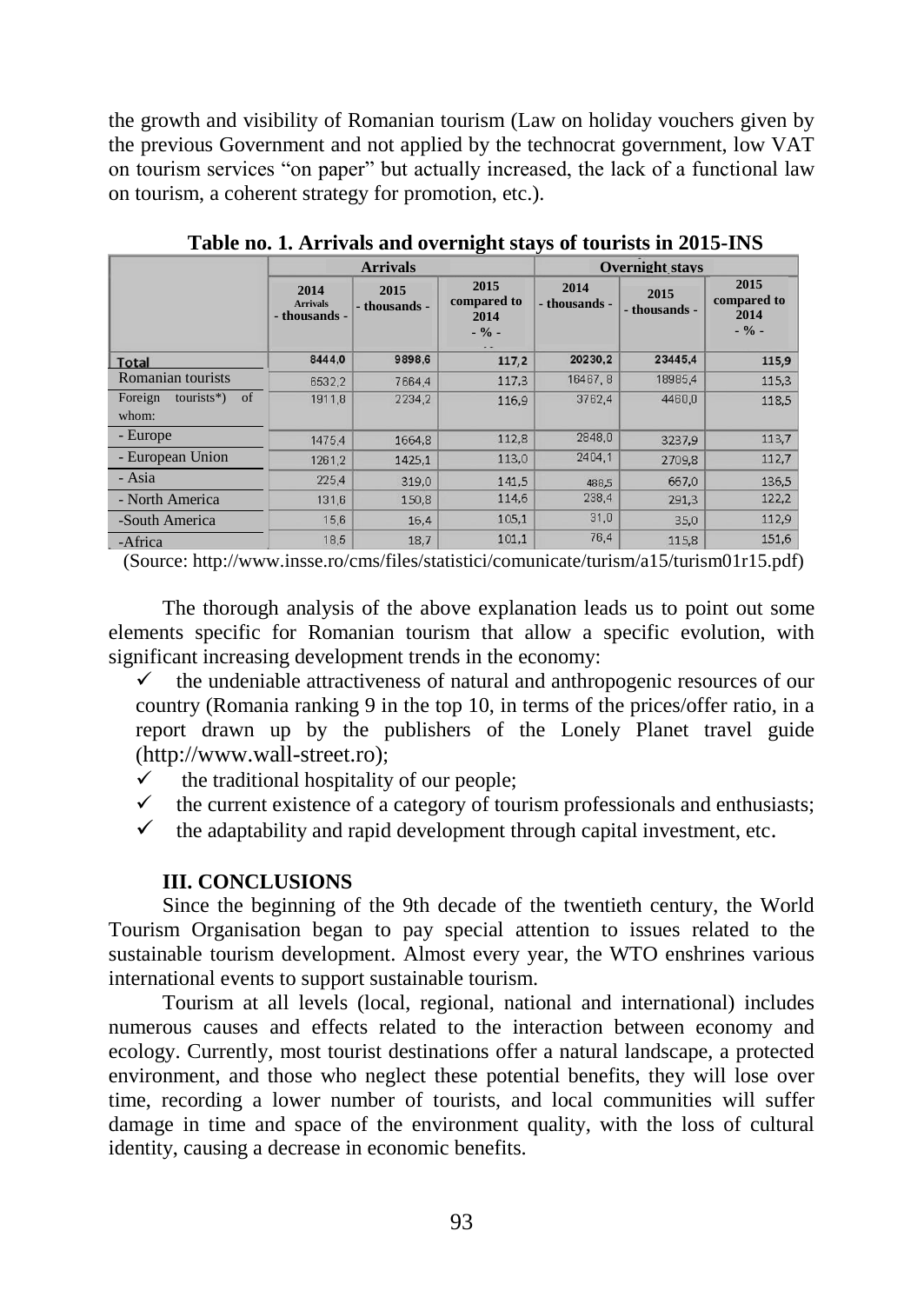the growth and visibility of Romanian tourism (Law on holiday vouchers given by the previous Government and not applied by the technocrat government, low VAT on tourism services "on paper" but actually increased, the lack of a functional law on tourism, a coherent strategy for promotion, etc.).

**Table no. 1. Arrivals and overnight stays of tourists in 2015-INS**

| | Arrivals | | | Overnight stays | | |
|---|---|---|---|---|---|---|
| | 2014 Arrivals - thousands - | 2015 - thousands - | 2015 compared to 2014 - % - | 2014 - thousands - | 2015 - thousands - | 2015 compared to 2014 - % - |
| Total | 8444,0 | 9898,6 | 117,2 | 20230,2 | 23445,4 | 115,9 |
| Romanian tourists | 6532,2 | 7664,4 | 117,3 | 16467, 8 | 18985,4 | 115,3 |
| Foreign tourists*) of whom: | 1911,8 | 2234,2 | 116,9 | 3762,4 | 4460,0 | 118,5 |
| - Europe | 1475,4 | 1664,8 | 112,8 | 2848,0 | 3237,9 | 113,7 |
| - European Union | 1261,2 | 1425,1 | 113,0 | 2404,1 | 2709,8 | 112,7 |
| - Asia | 225,4 | 319,0 | 141,5 | 488,5 | 667,0 | 136,5 |
| - North America | 131,6 | 150,8 | 114,6 | 238,4 | 291,3 | 122,2 |
| -South America | 15,6 | 16,4 | 105,1 | 31,0 | 35,0 | 112,9 |
| -Africa | 18,5 | 18,7 | 101,1 | 76,4 | 115,8 | 151,6 |

(Source: http://www.insse.ro/cms/files/statistici/comunicate/turism/a15/turism01r15.pdf)

The thorough analysis of the above explanation leads us to point out some elements specific for Romanian tourism that allow a specific evolution, with significant increasing development trends in the economy:

- ✓ the undeniable attractiveness of natural and anthropogenic resources of our country (Romania ranking 9 in the top 10, in terms of the prices/offer ratio, in a report drawn up by the publishers of the Lonely Planet travel guide (http://www.wall-street.ro);
- ✓ the traditional hospitality of our people;
- ✓ the current existence of a category of tourism professionals and enthusiasts;
- ✓ the adaptability and rapid development through capital investment, etc.

## III. CONCLUSIONS

Since the beginning of the 9th decade of the twentieth century, the World Tourism Organisation began to pay special attention to issues related to the sustainable tourism development. Almost every year, the WTO enshrines various international events to support sustainable tourism.

Tourism at all levels (local, regional, national and international) includes numerous causes and effects related to the interaction between economy and ecology. Currently, most tourist destinations offer a natural landscape, a protected environment, and those who neglect these potential benefits, they will lose over time, recording a lower number of tourists, and local communities will suffer damage in time and space of the environment quality, with the loss of cultural identity, causing a decrease in economic benefits.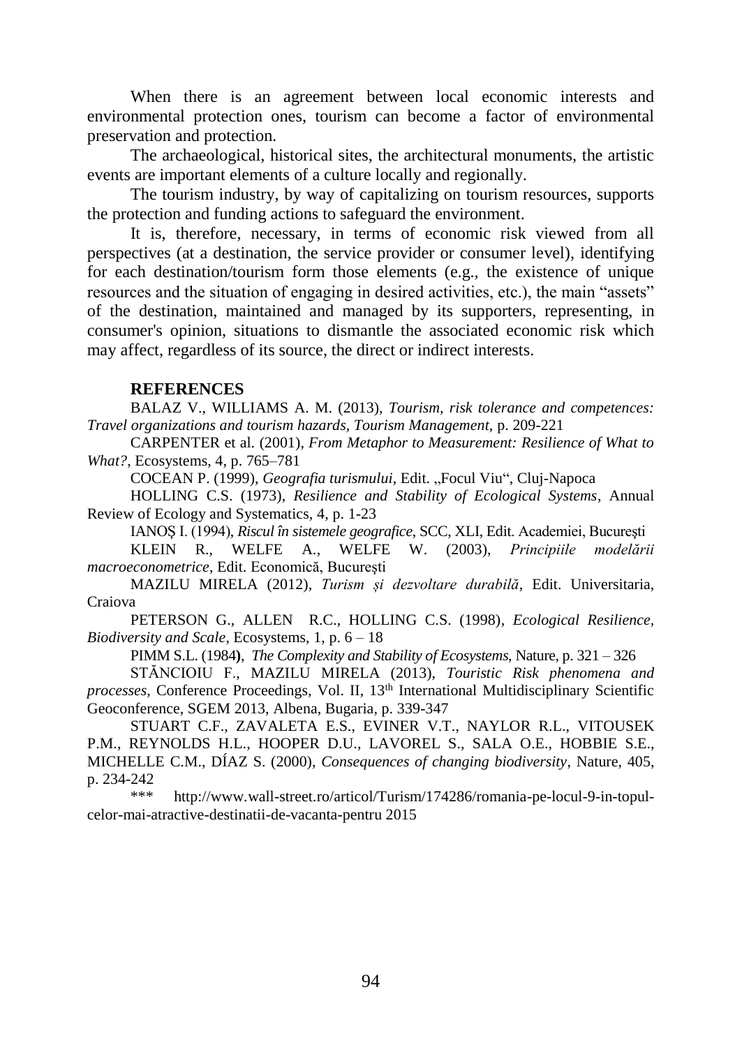When there is an agreement between local economic interests and environmental protection ones, tourism can become a factor of environmental preservation and protection.

The archaeological, historical sites, the architectural monuments, the artistic events are important elements of a culture locally and regionally.

The tourism industry, by way of capitalizing on tourism resources, supports the protection and funding actions to safeguard the environment.

It is, therefore, necessary, in terms of economic risk viewed from all perspectives (at a destination, the service provider or consumer level), identifying for each destination/tourism form those elements (e.g., the existence of unique resources and the situation of engaging in desired activities, etc.), the main "assets" of the destination, maintained and managed by its supporters, representing, in consumer's opinion, situations to dismantle the associated economic risk which may affect, regardless of its source, the direct or indirect interests.

## REFERENCES

BALAZ V., WILLIAMS A. M. (2013), *Tourism, risk tolerance and competences: Travel organizations and tourism hazards*, *Tourism Management*, p. 209-221

CARPENTER et al. (2001), *From Metaphor to Measurement: Resilience of What to What?*, Ecosystems, 4, p. 765–781

COCEAN P. (1999), *Geografia turismului*, Edit. „Focul Viu", Cluj-Napoca

HOLLING C.S. (1973), *Resilience and Stability of Ecological Systems*, Annual Review of Ecology and Systematics, 4, p. 1-23

IANOȘ I. (1994), *Riscul în sistemele geografice*, SCC, XLI, Edit. Academiei, București

KLEIN R., WELFE A., WELFE W. (2003), *Principiile modelării macroeconometrice*, Edit. Economică, Bucureşti

MAZILU MIRELA (2012), *Turism și dezvoltare durabilă*, Edit. Universitaria, Craiova

PETERSON G., ALLEN R.C., HOLLING C.S. (1998), *Ecological Resilience, Biodiversity and Scale*, Ecosystems, 1, p. 6 – 18

PIMM S.L. (1984), *The Complexity and Stability of Ecosystems*, Nature, p. 321 – 326

STĂNCIOIU F., MAZILU MIRELA (2013), *Touristic Risk phenomena and processes*, Conference Proceedings, Vol. II, 13th International Multidisciplinary Scientific Geoconference, SGEM 2013, Albena, Bugaria, p. 339-347

STUART C.F., ZAVALETA E.S., EVINER V.T., NAYLOR R.L., VITOUSEK P.M., REYNOLDS H.L., HOOPER D.U., LAVOREL S., SALA O.E., HOBBIE S.E., MICHELLE C.M., DÍAZ S. (2000), *Consequences of changing biodiversity*, Nature, 405, p. 234-242

\*\*\* http://www.wall-street.ro/articol/Turism/174286/romania-pe-locul-9-in-topul-celor-mai-atractive-destinatii-de-vacanta-pentru 2015